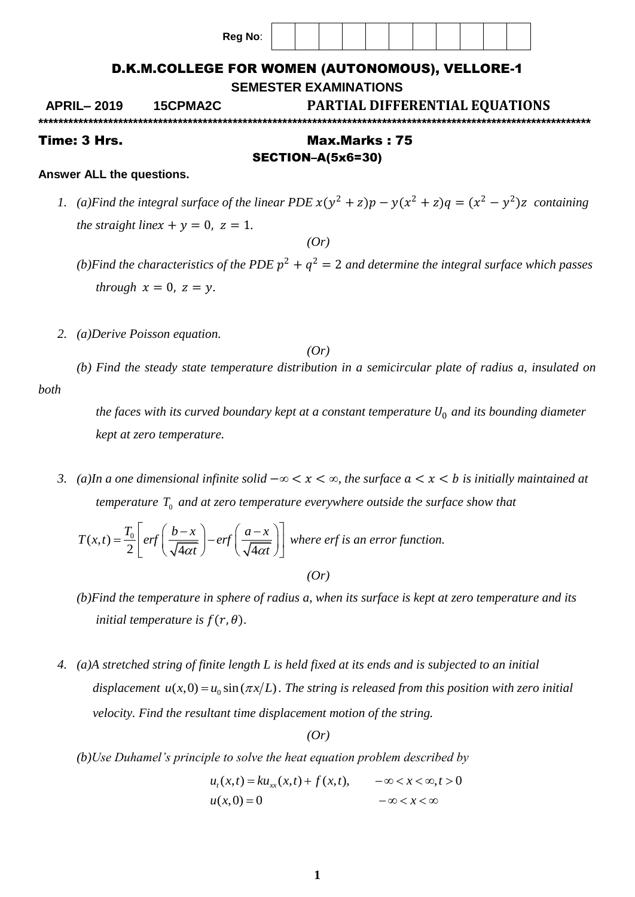Reg No: | | | | | | | | | | | |

# D.K.M.COLLEGE FOR WOMEN (AUTONOMOUS), VELLORE-1

**SEMESTER EXAMINATIONS**

**APRIL– 2019** **15CPMA2C** **PARTIAL DIFFERENTIAL EQUATIONS**

**********************************************************************************************************************

**Time: 3 Hrs.** **Max.Marks : 75**

**SECTION–A(5x6=30)**

**Answer ALL the questions.**

1. *(a)Find the integral surface of the linear PDE* $x(y^2+z)p - y(x^2+z)q = (x^2-y^2)z$ *containing the straight line* $x+y=0,\ z=1$.

   *(Or)*

   *(b)Find the characteristics of the PDE* $p^2+q^2=2$ *and determine the integral surface which passes through* $x=0,\ z=y$.

2. *(a)Derive Poisson equation.*

   *(Or)*

   *(b) Find the steady state temperature distribution in a semicircular plate of radius a, insulated on both the faces with its curved boundary kept at a constant temperature* $U_0$ *and its bounding diameter kept at zero temperature.*

3. *(a)In a one dimensional infinite solid* $-\infty < x < \infty$, *the surface* $a < x < b$ *is initially maintained at temperature* $T_0$ *and at zero temperature everywhere outside the surface show that*

   $$T(x,t) = \frac{T_0}{2}\left[erf\left(\frac{b-x}{\sqrt{4\alpha t}}\right) - erf\left(\frac{a-x}{\sqrt{4\alpha t}}\right)\right]$$ *where erf is an error function.*

   *(Or)*

   *(b)Find the temperature in sphere of radius a, when its surface is kept at zero temperature and its initial temperature is* $f(r,\theta)$.

4. *(a)A stretched string of finite length L is held fixed at its ends and is subjected to an initial displacement* $u(x,0) = u_0 \sin(\pi x/L)$. *The string is released from this position with zero initial velocity. Find the resultant time displacement motion of the string.*

   *(Or)*

   *(b)Use Duhamel's principle to solve the heat equation problem described by*

   $$u_t(x,t) = ku_{xx}(x,t) + f(x,t), \qquad -\infty < x < \infty, t > 0$$
   $$u(x,0) = 0 \qquad\qquad -\infty < x < \infty$$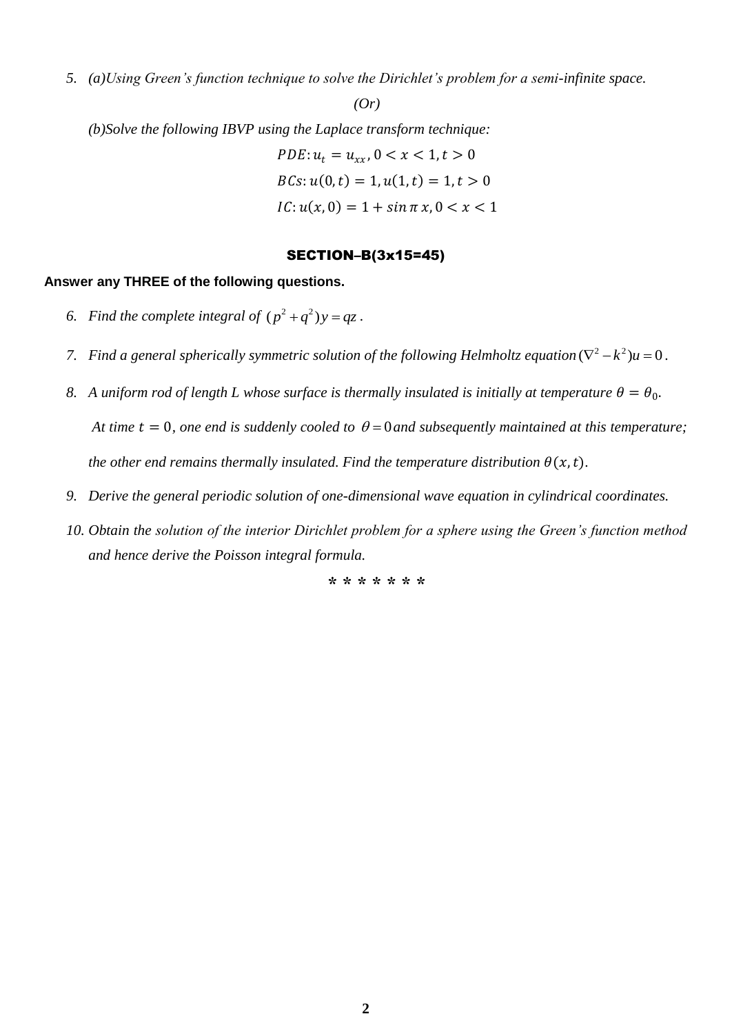5. *(a)Using Green's function technique to solve the Dirichlet's problem for a semi-infinite space.*

*(Or)*

*(b)Solve the following IBVP using the Laplace transform technique:*

$$PDE: u_t = u_{xx}, 0 < x < 1, t > 0$$

$$BCs: u(0,t) = 1, u(1,t) = 1, t > 0$$

$$IC: u(x,0) = 1 + \sin \pi x, 0 < x < 1$$

## SECTION–B(3x15=45)

**Answer any THREE of the following questions.**

6. *Find the complete integral of* $(p^2 + q^2)y = qz$.

7. *Find a general spherically symmetric solution of the following Helmholtz equation* $(\nabla^2 - k^2)u = 0$.

8. *A uniform rod of length L whose surface is thermally insulated is initially at temperature* $\theta = \theta_0$. *At time* $t = 0$, *one end is suddenly cooled to* $\theta = 0$ *and subsequently maintained at this temperature; the other end remains thermally insulated. Find the temperature distribution* $\theta(x,t)$.

9. *Derive the general periodic solution of one-dimensional wave equation in cylindrical coordinates.*

10. *Obtain the solution of the interior Dirichlet problem for a sphere using the Green's function method and hence derive the Poisson integral formula.*

\* \* \* \* \* \* \*